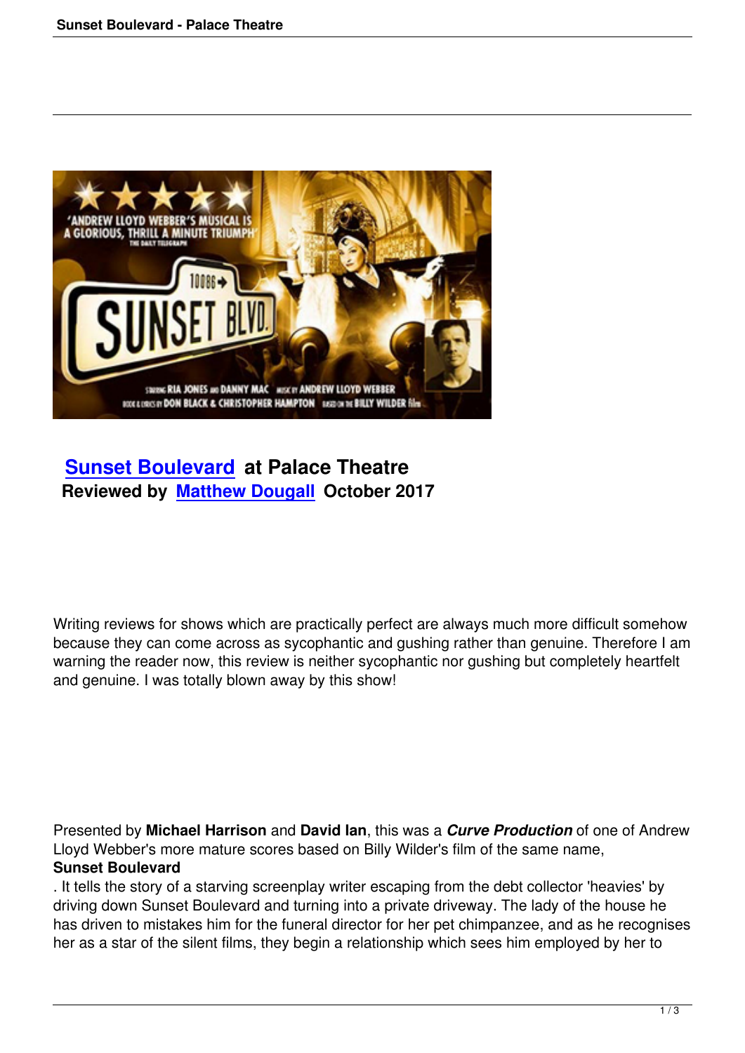## Sunset Boulevard at Palace Theatre

**Reviewed by Matthew Dougall October 2017**

Writing reviews for shows which are practically perfect are always much more difficult somehow because they can come across as sycophantic and gushing rather than genuine. Therefore I am warning the reader now, this review is neither sycophantic nor gushing but completely heartfelt and genuine. I was totally blown away by this show!

Presented by **Michael Harrison** and **David Ian**, this was a ***Curve Production*** of one of Andrew Lloyd Webber's more mature scores based on Billy Wilder's film of the same name, **Sunset Boulevard**. It tells the story of a starving screenplay writer escaping from the debt collector 'heavies' by driving down Sunset Boulevard and turning into a private driveway. The lady of the house he has driven to mistakes him for the funeral director for her pet chimpanzee, and as he recognises her as a star of the silent films, they begin a relationship which sees him employed by her to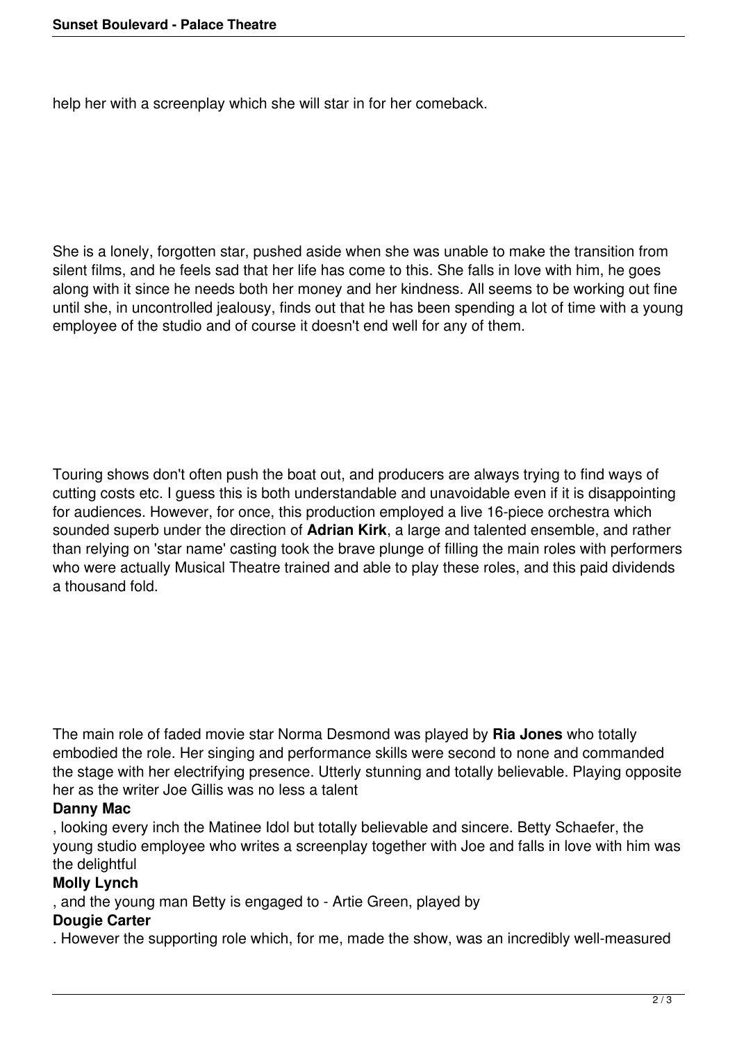help her with a screenplay which she will star in for her comeback.

She is a lonely, forgotten star, pushed aside when she was unable to make the transition from silent films, and he feels sad that her life has come to this. She falls in love with him, he goes along with it since he needs both her money and her kindness. All seems to be working out fine until she, in uncontrolled jealousy, finds out that he has been spending a lot of time with a young employee of the studio and of course it doesn't end well for any of them.

Touring shows don't often push the boat out, and producers are always trying to find ways of cutting costs etc. I guess this is both understandable and unavoidable even if it is disappointing for audiences. However, for once, this production employed a live 16-piece orchestra which sounded superb under the direction of **Adrian Kirk**, a large and talented ensemble, and rather than relying on 'star name' casting took the brave plunge of filling the main roles with performers who were actually Musical Theatre trained and able to play these roles, and this paid dividends a thousand fold.

The main role of faded movie star Norma Desmond was played by **Ria Jones** who totally embodied the role. Her singing and performance skills were second to none and commanded the stage with her electrifying presence. Utterly stunning and totally believable. Playing opposite her as the writer Joe Gillis was no less a talent **Danny Mac**, looking every inch the Matinee Idol but totally believable and sincere. Betty Schaefer, the young studio employee who writes a screenplay together with Joe and falls in love with him was the delightful **Molly Lynch**, and the young man Betty is engaged to - Artie Green, played by **Dougie Carter**. However the supporting role which, for me, made the show, was an incredibly well-measured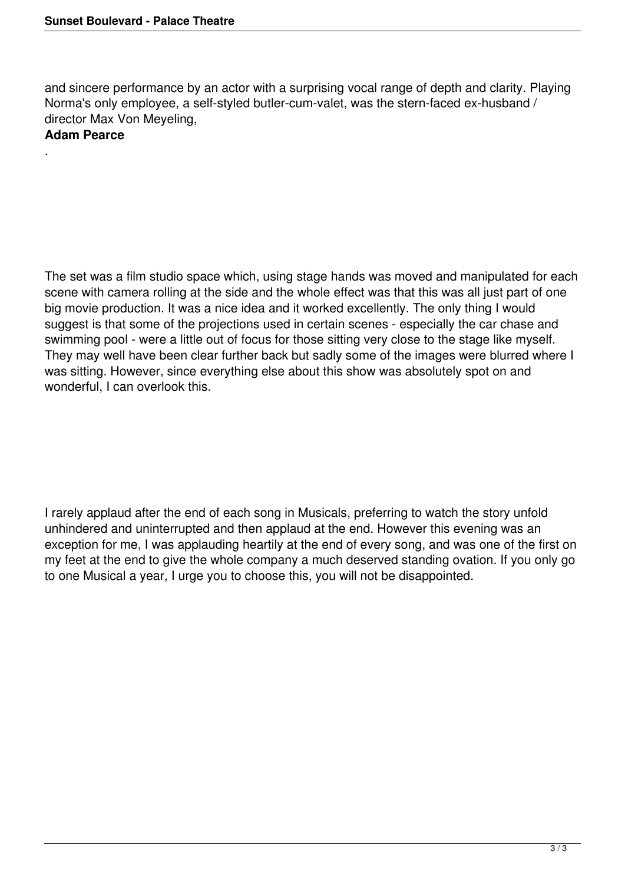and sincere performance by an actor with a surprising vocal range of depth and clarity. Playing Norma's only employee, a self-styled butler-cum-valet, was the stern-faced ex-husband / director Max Von Meyeling,
**Adam Pearce**
.

The set was a film studio space which, using stage hands was moved and manipulated for each scene with camera rolling at the side and the whole effect was that this was all just part of one big movie production. It was a nice idea and it worked excellently. The only thing I would suggest is that some of the projections used in certain scenes - especially the car chase and swimming pool - were a little out of focus for those sitting very close to the stage like myself. They may well have been clear further back but sadly some of the images were blurred where I was sitting. However, since everything else about this show was absolutely spot on and wonderful, I can overlook this.

I rarely applaud after the end of each song in Musicals, preferring to watch the story unfold unhindered and uninterrupted and then applaud at the end. However this evening was an exception for me, I was applauding heartily at the end of every song, and was one of the first on my feet at the end to give the whole company a much deserved standing ovation. If you only go to one Musical a year, I urge you to choose this, you will not be disappointed.